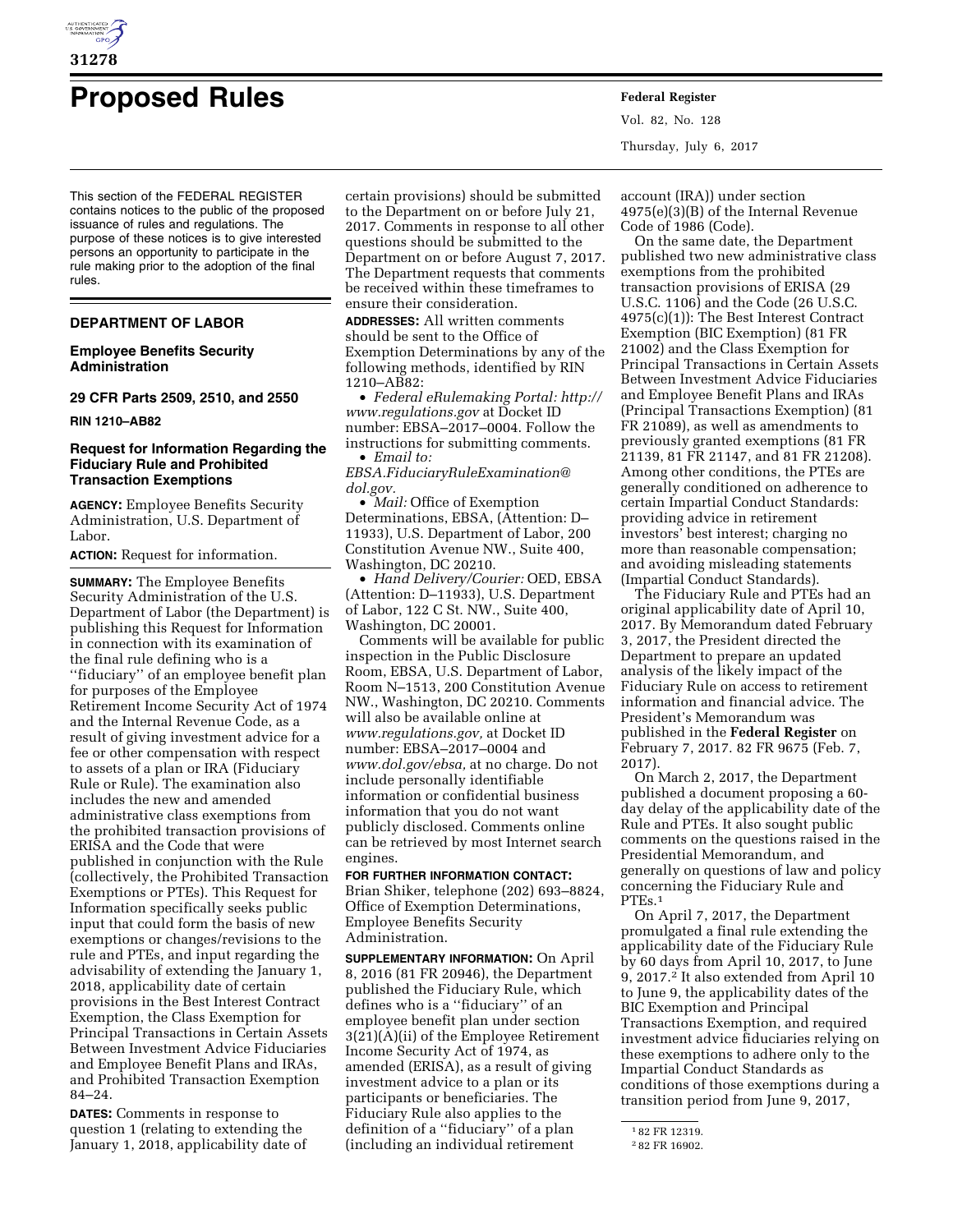# Proposed Rules

This section of the FEDERAL REGISTER contains notices to the public of the proposed issuance of rules and regulations. The purpose of these notices is to give interested persons an opportunity to participate in the rule making prior to the adoption of the final rules.

## DEPARTMENT OF LABOR

### Employee Benefits Security Administration

### 29 CFR Parts 2509, 2510, and 2550

**RIN 1210–AB82**

### Request for Information Regarding the Fiduciary Rule and Prohibited Transaction Exemptions

**AGENCY:** Employee Benefits Security Administration, U.S. Department of Labor.

**ACTION:** Request for information.

**SUMMARY:** The Employee Benefits Security Administration of the U.S. Department of Labor (the Department) is publishing this Request for Information in connection with its examination of the final rule defining who is a ''fiduciary'' of an employee benefit plan for purposes of the Employee Retirement Income Security Act of 1974 and the Internal Revenue Code, as a result of giving investment advice for a fee or other compensation with respect to assets of a plan or IRA (Fiduciary Rule or Rule). The examination also includes the new and amended administrative class exemptions from the prohibited transaction provisions of ERISA and the Code that were published in conjunction with the Rule (collectively, the Prohibited Transaction Exemptions or PTEs). This Request for Information specifically seeks public input that could form the basis of new exemptions or changes/revisions to the rule and PTEs, and input regarding the advisability of extending the January 1, 2018, applicability date of certain provisions in the Best Interest Contract Exemption, the Class Exemption for Principal Transactions in Certain Assets Between Investment Advice Fiduciaries and Employee Benefit Plans and IRAs, and Prohibited Transaction Exemption 84–24.

**DATES:** Comments in response to question 1 (relating to extending the January 1, 2018, applicability date of certain provisions) should be submitted to the Department on or before July 21, 2017. Comments in response to all other questions should be submitted to the Department on or before August 7, 2017. The Department requests that comments be received within these timeframes to ensure their consideration.

**ADDRESSES:** All written comments should be sent to the Office of Exemption Determinations by any of the following methods, identified by RIN 1210–AB82:

- *Federal eRulemaking Portal: http://www.regulations.gov* at Docket ID number: EBSA–2017–0004. Follow the instructions for submitting comments.
- *Email to: EBSA.FiduciaryRuleExamination@dol.gov.*
- *Mail:* Office of Exemption Determinations, EBSA, (Attention: D–11933), U.S. Department of Labor, 200 Constitution Avenue NW., Suite 400, Washington, DC 20210.
- *Hand Delivery/Courier:* OED, EBSA (Attention: D–11933), U.S. Department of Labor, 122 C St. NW., Suite 400, Washington, DC 20001.

Comments will be available for public inspection in the Public Disclosure Room, EBSA, U.S. Department of Labor, Room N–1513, 200 Constitution Avenue NW., Washington, DC 20210. Comments will also be available online at *www.regulations.gov,* at Docket ID number: EBSA–2017–0004 and *www.dol.gov/ebsa,* at no charge. Do not include personally identifiable information or confidential business information that you do not want publicly disclosed. Comments online can be retrieved by most Internet search engines.

**FOR FURTHER INFORMATION CONTACT:** Brian Shiker, telephone (202) 693–8824, Office of Exemption Determinations, Employee Benefits Security Administration.

**SUPPLEMENTARY INFORMATION:** On April 8, 2016 (81 FR 20946), the Department published the Fiduciary Rule, which defines who is a ''fiduciary'' of an employee benefit plan under section 3(21)(A)(ii) of the Employee Retirement Income Security Act of 1974, as amended (ERISA), as a result of giving investment advice to a plan or its participants or beneficiaries. The Fiduciary Rule also applies to the definition of a ''fiduciary'' of a plan (including an individual retirement account (IRA)) under section 4975(e)(3)(B) of the Internal Revenue Code of 1986 (Code).

On the same date, the Department published two new administrative class exemptions from the prohibited transaction provisions of ERISA (29 U.S.C. 1106) and the Code (26 U.S.C. 4975(c)(1)): The Best Interest Contract Exemption (BIC Exemption) (81 FR 21002) and the Class Exemption for Principal Transactions in Certain Assets Between Investment Advice Fiduciaries and Employee Benefit Plans and IRAs (Principal Transactions Exemption) (81 FR 21089), as well as amendments to previously granted exemptions (81 FR 21139, 81 FR 21147, and 81 FR 21208). Among other conditions, the PTEs are generally conditioned on adherence to certain Impartial Conduct Standards: providing advice in retirement investors' best interest; charging no more than reasonable compensation; and avoiding misleading statements (Impartial Conduct Standards).

The Fiduciary Rule and PTEs had an original applicability date of April 10, 2017. By Memorandum dated February 3, 2017, the President directed the Department to prepare an updated analysis of the likely impact of the Fiduciary Rule on access to retirement information and financial advice. The President's Memorandum was published in the **Federal Register** on February 7, 2017. 82 FR 9675 (Feb. 7, 2017).

On March 2, 2017, the Department published a document proposing a 60-day delay of the applicability date of the Rule and PTEs. It also sought public comments on the questions raised in the Presidential Memorandum, and generally on questions of law and policy concerning the Fiduciary Rule and PTEs.[1]

On April 7, 2017, the Department promulgated a final rule extending the applicability date of the Fiduciary Rule by 60 days from April 10, 2017, to June 9, 2017.[2] It also extended from April 10 to June 9, the applicability dates of the BIC Exemption and Principal Transactions Exemption, and required investment advice fiduciaries relying on these exemptions to adhere only to the Impartial Conduct Standards as conditions of those exemptions during a transition period from June 9, 2017,

---

[1] 82 FR 12319.

[2] 82 FR 16902.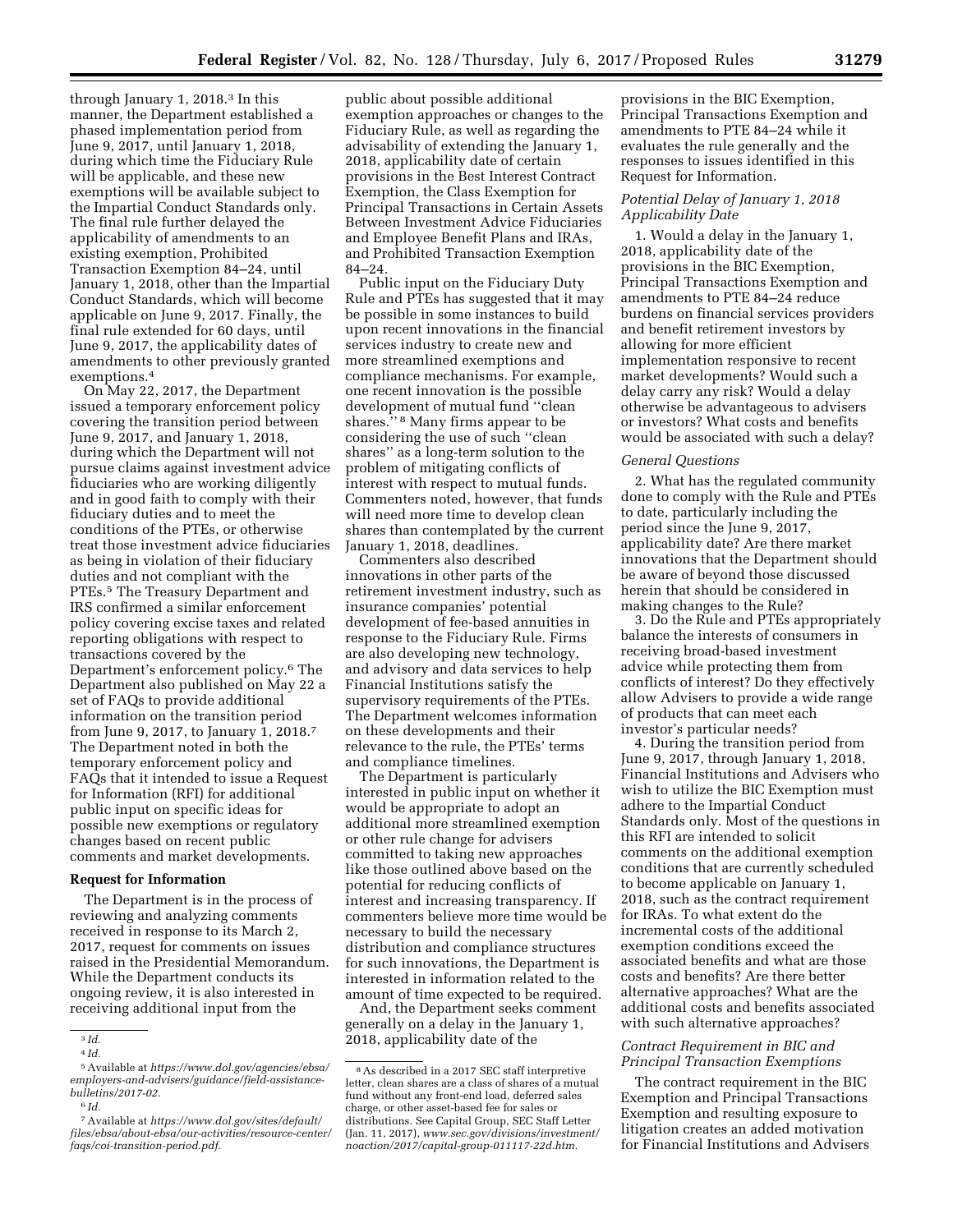through January 1, 2018.[3] In this manner, the Department established a phased implementation period from June 9, 2017, until January 1, 2018, during which time the Fiduciary Rule will be applicable, and these new exemptions will be available subject to the Impartial Conduct Standards only. The final rule further delayed the applicability of amendments to an existing exemption, Prohibited Transaction Exemption 84–24, until January 1, 2018, other than the Impartial Conduct Standards, which will become applicable on June 9, 2017. Finally, the final rule extended for 60 days, until June 9, 2017, the applicability dates of amendments to other previously granted exemptions.[4]

On May 22, 2017, the Department issued a temporary enforcement policy covering the transition period between June 9, 2017, and January 1, 2018, during which the Department will not pursue claims against investment advice fiduciaries who are working diligently and in good faith to comply with their fiduciary duties and to meet the conditions of the PTEs, or otherwise treat those investment advice fiduciaries as being in violation of their fiduciary duties and not compliant with the PTEs.[5] The Treasury Department and IRS confirmed a similar enforcement policy covering excise taxes and related reporting obligations with respect to transactions covered by the Department's enforcement policy.[6] The Department also published on May 22 a set of FAQs to provide additional information on the transition period from June 9, 2017, to January 1, 2018.[7] The Department noted in both the temporary enforcement policy and FAQs that it intended to issue a Request for Information (RFI) for additional public input on specific ideas for possible new exemptions or regulatory changes based on recent public comments and market developments.

## Request for Information

The Department is in the process of reviewing and analyzing comments received in response to its March 2, 2017, request for comments on issues raised in the Presidential Memorandum. While the Department conducts its ongoing review, it is also interested in receiving additional input from the public about possible additional exemption approaches or changes to the Fiduciary Rule, as well as regarding the advisability of extending the January 1, 2018, applicability date of certain provisions in the Best Interest Contract Exemption, the Class Exemption for Principal Transactions in Certain Assets Between Investment Advice Fiduciaries and Employee Benefit Plans and IRAs, and Prohibited Transaction Exemption 84–24.

Public input on the Fiduciary Duty Rule and PTEs has suggested that it may be possible in some instances to build upon recent innovations in the financial services industry to create new and more streamlined exemptions and compliance mechanisms. For example, one recent innovation is the possible development of mutual fund "clean shares."[8] Many firms appear to be considering the use of such "clean shares" as a long-term solution to the problem of mitigating conflicts of interest with respect to mutual funds. Commenters noted, however, that funds will need more time to develop clean shares than contemplated by the current January 1, 2018, deadlines.

Commenters also described innovations in other parts of the retirement investment industry, such as insurance companies' potential development of fee-based annuities in response to the Fiduciary Rule. Firms are also developing new technology, and advisory and data services to help Financial Institutions satisfy the supervisory requirements of the PTEs. The Department welcomes information on these developments and their relevance to the rule, the PTEs' terms and compliance timelines.

The Department is particularly interested in public input on whether it would be appropriate to adopt an additional more streamlined exemption or other rule change for advisers committed to taking new approaches like those outlined above based on the potential for reducing conflicts of interest and increasing transparency. If commenters believe more time would be necessary to build the necessary distribution and compliance structures for such innovations, the Department is interested in information related to the amount of time expected to be required.

And, the Department seeks comment generally on a delay in the January 1, 2018, applicability date of the provisions in the BIC Exemption, Principal Transactions Exemption and amendments to PTE 84–24 while it evaluates the rule generally and the responses to issues identified in this Request for Information.

### *Potential Delay of January 1, 2018 Applicability Date*

1. Would a delay in the January 1, 2018, applicability date of the provisions in the BIC Exemption, Principal Transactions Exemption and amendments to PTE 84–24 reduce burdens on financial services providers and benefit retirement investors by allowing for more efficient implementation responsive to recent market developments? Would such a delay carry any risk? Would a delay otherwise be advantageous to advisers or investors? What costs and benefits would be associated with such a delay?

### *General Questions*

2. What has the regulated community done to comply with the Rule and PTEs to date, particularly including the period since the June 9, 2017, applicability date? Are there market innovations that the Department should be aware of beyond those discussed herein that should be considered in making changes to the Rule?

3. Do the Rule and PTEs appropriately balance the interests of consumers in receiving broad-based investment advice while protecting them from conflicts of interest? Do they effectively allow Advisers to provide a wide range of products that can meet each investor's particular needs?

4. During the transition period from June 9, 2017, through January 1, 2018, Financial Institutions and Advisers who wish to utilize the BIC Exemption must adhere to the Impartial Conduct Standards only. Most of the questions in this RFI are intended to solicit comments on the additional exemption conditions that are currently scheduled to become applicable on January 1, 2018, such as the contract requirement for IRAs. To what extent do the incremental costs of the additional exemption conditions exceed the associated benefits and what are those costs and benefits? Are there better alternative approaches? What are the additional costs and benefits associated with such alternative approaches?

### *Contract Requirement in BIC and Principal Transaction Exemptions*

The contract requirement in the BIC Exemption and Principal Transactions Exemption and resulting exposure to litigation creates an added motivation for Financial Institutions and Advisers

---

[3] *Id.*

[4] *Id.*

[5] Available at *https://www.dol.gov/agencies/ebsa/employers-and-advisers/guidance/field-assistance-bulletins/2017-02.*

[6] *Id.*

[7] Available at *https://www.dol.gov/sites/default/files/ebsa/about-ebsa/our-activities/resource-center/faqs/coi-transition-period.pdf.*

[8] As described in a 2017 SEC staff interpretive letter, clean shares are a class of shares of a mutual fund without any front-end load, deferred sales charge, or other asset-based fee for sales or distributions. See Capital Group, SEC Staff Letter (Jan. 11, 2017), *www.sec.gov/divisions/investment/noaction/2017/capital-group-011117-22d.htm.*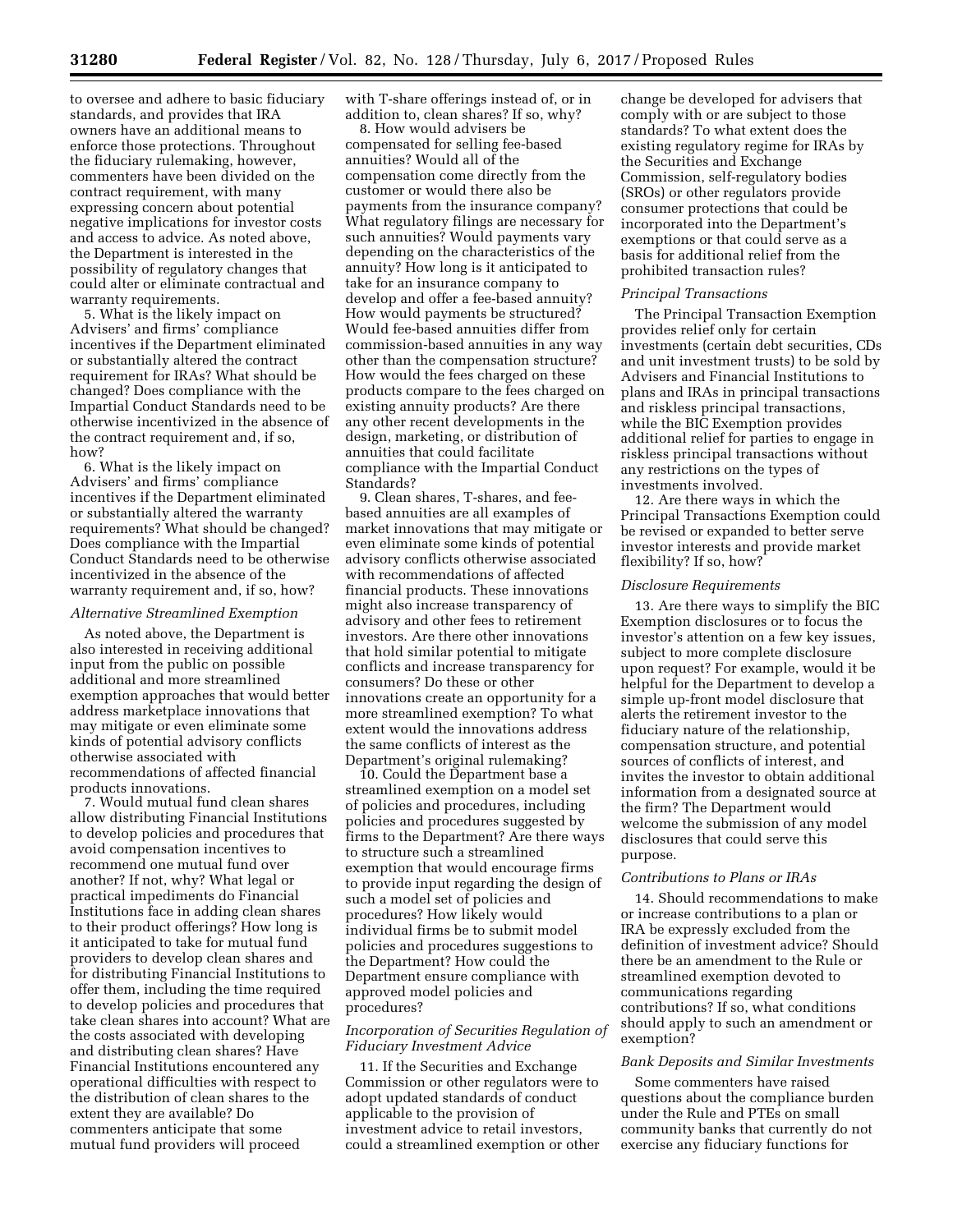to oversee and adhere to basic fiduciary standards, and provides that IRA owners have an additional means to enforce those protections. Throughout the fiduciary rulemaking, however, commenters have been divided on the contract requirement, with many expressing concern about potential negative implications for investor costs and access to advice. As noted above, the Department is interested in the possibility of regulatory changes that could alter or eliminate contractual and warranty requirements.

5. What is the likely impact on Advisers' and firms' compliance incentives if the Department eliminated or substantially altered the contract requirement for IRAs? What should be changed? Does compliance with the Impartial Conduct Standards need to be otherwise incentivized in the absence of the contract requirement and, if so, how?

6. What is the likely impact on Advisers' and firms' compliance incentives if the Department eliminated or substantially altered the warranty requirements? What should be changed? Does compliance with the Impartial Conduct Standards need to be otherwise incentivized in the absence of the warranty requirement and, if so, how?

*Alternative Streamlined Exemption*

As noted above, the Department is also interested in receiving additional input from the public on possible additional and more streamlined exemption approaches that would better address marketplace innovations that may mitigate or even eliminate some kinds of potential advisory conflicts otherwise associated with recommendations of affected financial products innovations.

7. Would mutual fund clean shares allow distributing Financial Institutions to develop policies and procedures that avoid compensation incentives to recommend one mutual fund over another? If not, why? What legal or practical impediments do Financial Institutions face in adding clean shares to their product offerings? How long is it anticipated to take for mutual fund providers to develop clean shares and for distributing Financial Institutions to offer them, including the time required to develop policies and procedures that take clean shares into account? What are the costs associated with developing and distributing clean shares? Have Financial Institutions encountered any operational difficulties with respect to the distribution of clean shares to the extent they are available? Do commenters anticipate that some mutual fund providers will proceed with T-share offerings instead of, or in addition to, clean shares? If so, why?

8. How would advisers be compensated for selling fee-based annuities? Would all of the compensation come directly from the customer or would there also be payments from the insurance company? What regulatory filings are necessary for such annuities? Would payments vary depending on the characteristics of the annuity? How long is it anticipated to take for an insurance company to develop and offer a fee-based annuity? How would payments be structured? Would fee-based annuities differ from commission-based annuities in any way other than the compensation structure? How would the fees charged on these products compare to the fees charged on existing annuity products? Are there any other recent developments in the design, marketing, or distribution of annuities that could facilitate compliance with the Impartial Conduct Standards?

9. Clean shares, T-shares, and fee-based annuities are all examples of market innovations that may mitigate or even eliminate some kinds of potential advisory conflicts otherwise associated with recommendations of affected financial products. These innovations might also increase transparency of advisory and other fees to retirement investors. Are there other innovations that hold similar potential to mitigate conflicts and increase transparency for consumers? Do these or other innovations create an opportunity for a more streamlined exemption? To what extent would the innovations address the same conflicts of interest as the Department's original rulemaking?

10. Could the Department base a streamlined exemption on a model set of policies and procedures, including policies and procedures suggested by firms to the Department? Are there ways to structure such a streamlined exemption that would encourage firms to provide input regarding the design of such a model set of policies and procedures? How likely would individual firms be to submit model policies and procedures suggestions to the Department? How could the Department ensure compliance with approved model policies and procedures?

*Incorporation of Securities Regulation of Fiduciary Investment Advice*

11. If the Securities and Exchange Commission or other regulators were to adopt updated standards of conduct applicable to the provision of investment advice to retail investors, could a streamlined exemption or other change be developed for advisers that comply with or are subject to those standards? To what extent does the existing regulatory regime for IRAs by the Securities and Exchange Commission, self-regulatory bodies (SROs) or other regulators provide consumer protections that could be incorporated into the Department's exemptions or that could serve as a basis for additional relief from the prohibited transaction rules?

*Principal Transactions*

The Principal Transaction Exemption provides relief only for certain investments (certain debt securities, CDs and unit investment trusts) to be sold by Advisers and Financial Institutions to plans and IRAs in principal transactions and riskless principal transactions, while the BIC Exemption provides additional relief for parties to engage in riskless principal transactions without any restrictions on the types of investments involved.

12. Are there ways in which the Principal Transactions Exemption could be revised or expanded to better serve investor interests and provide market flexibility? If so, how?

*Disclosure Requirements*

13. Are there ways to simplify the BIC Exemption disclosures or to focus the investor's attention on a few key issues, subject to more complete disclosure upon request? For example, would it be helpful for the Department to develop a simple up-front model disclosure that alerts the retirement investor to the fiduciary nature of the relationship, compensation structure, and potential sources of conflicts of interest, and invites the investor to obtain additional information from a designated source at the firm? The Department would welcome the submission of any model disclosures that could serve this purpose.

*Contributions to Plans or IRAs*

14. Should recommendations to make or increase contributions to a plan or IRA be expressly excluded from the definition of investment advice? Should there be an amendment to the Rule or streamlined exemption devoted to communications regarding contributions? If so, what conditions should apply to such an amendment or exemption?

*Bank Deposits and Similar Investments*

Some commenters have raised questions about the compliance burden under the Rule and PTEs on small community banks that currently do not exercise any fiduciary functions for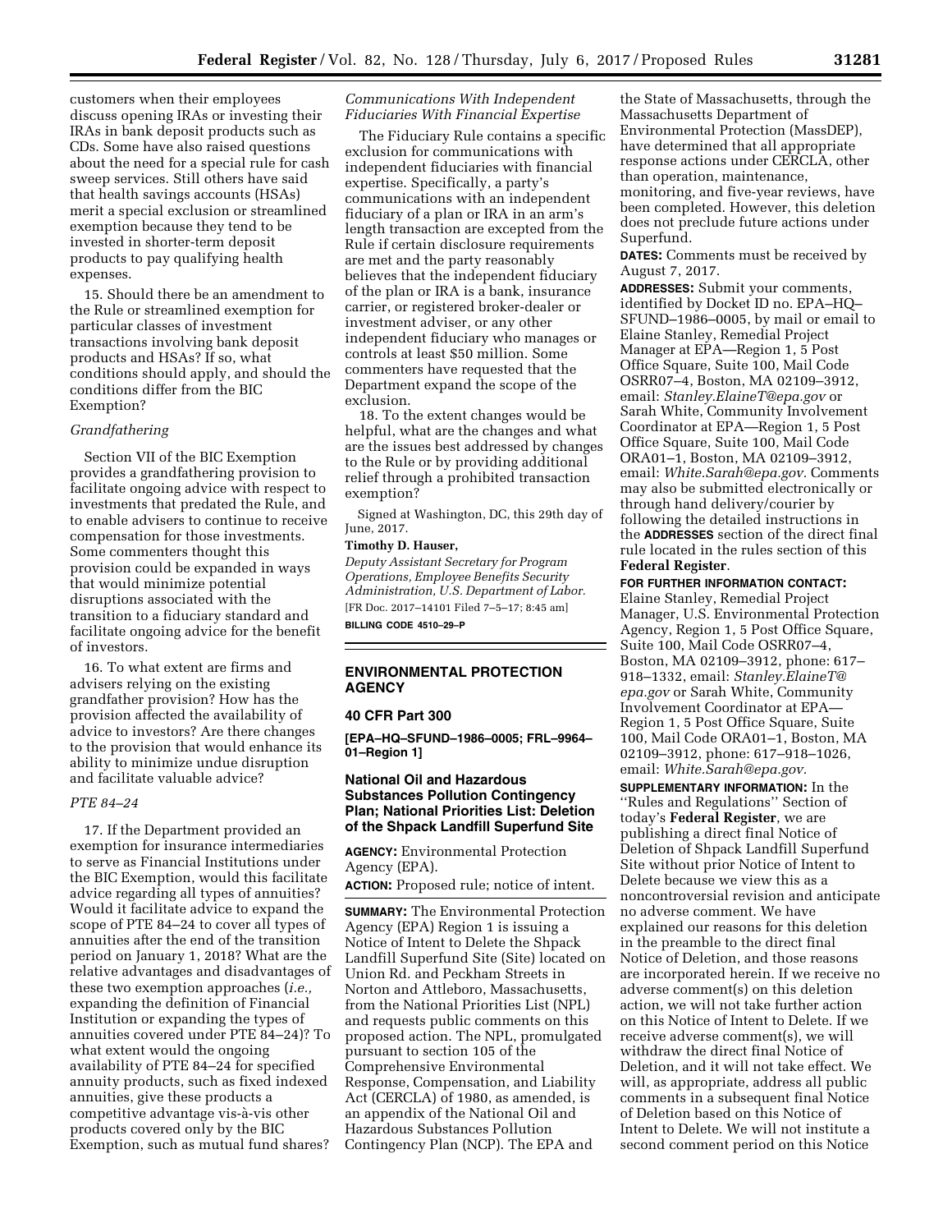customers when their employees discuss opening IRAs or investing their IRAs in bank deposit products such as CDs. Some have also raised questions about the need for a special rule for cash sweep services. Still others have said that health savings accounts (HSAs) merit a special exclusion or streamlined exemption because they tend to be invested in shorter-term deposit products to pay qualifying health expenses.

15. Should there be an amendment to the Rule or streamlined exemption for particular classes of investment transactions involving bank deposit products and HSAs? If so, what conditions should apply, and should the conditions differ from the BIC Exemption?

*Grandfathering*

Section VII of the BIC Exemption provides a grandfathering provision to facilitate ongoing advice with respect to investments that predated the Rule, and to enable advisers to continue to receive compensation for those investments. Some commenters thought this provision could be expanded in ways that would minimize potential disruptions associated with the transition to a fiduciary standard and facilitate ongoing advice for the benefit of investors.

16. To what extent are firms and advisers relying on the existing grandfather provision? How has the provision affected the availability of advice to investors? Are there changes to the provision that would enhance its ability to minimize undue disruption and facilitate valuable advice?

*PTE 84–24*

17. If the Department provided an exemption for insurance intermediaries to serve as Financial Institutions under the BIC Exemption, would this facilitate advice regarding all types of annuities? Would it facilitate advice to expand the scope of PTE 84–24 to cover all types of annuities after the end of the transition period on January 1, 2018? What are the relative advantages and disadvantages of these two exemption approaches (*i.e.,* expanding the definition of Financial Institution or expanding the types of annuities covered under PTE 84–24)? To what extent would the ongoing availability of PTE 84–24 for specified annuity products, such as fixed indexed annuities, give these products a competitive advantage vis-à-vis other products covered only by the BIC Exemption, such as mutual fund shares?

*Communications With Independent Fiduciaries With Financial Expertise*

The Fiduciary Rule contains a specific exclusion for communications with independent fiduciaries with financial expertise. Specifically, a party's communications with an independent fiduciary of a plan or IRA in an arm's length transaction are excepted from the Rule if certain disclosure requirements are met and the party reasonably believes that the independent fiduciary of the plan or IRA is a bank, insurance carrier, or registered broker-dealer or investment adviser, or any other independent fiduciary who manages or controls at least $50 million. Some commenters have requested that the Department expand the scope of the exclusion.

18. To the extent changes would be helpful, what are the changes and what are the issues best addressed by changes to the Rule or by providing additional relief through a prohibited transaction exemption?

Signed at Washington, DC, this 29th day of June, 2017.

**Timothy D. Hauser,**

*Deputy Assistant Secretary for Program Operations, Employee Benefits Security Administration, U.S. Department of Labor.*

[FR Doc. 2017–14101 Filed 7–5–17; 8:45 am]

**BILLING CODE 4510–29–P**

---

## ENVIRONMENTAL PROTECTION AGENCY

### 40 CFR Part 300

**[EPA–HQ–SFUND–1986–0005; FRL–9964–01–Region 1]**

### National Oil and Hazardous Substances Pollution Contingency Plan; National Priorities List: Deletion of the Shpack Landfill Superfund Site

**AGENCY:** Environmental Protection Agency (EPA).

**ACTION:** Proposed rule; notice of intent.

**SUMMARY:** The Environmental Protection Agency (EPA) Region 1 is issuing a Notice of Intent to Delete the Shpack Landfill Superfund Site (Site) located on Union Rd. and Peckham Streets in Norton and Attleboro, Massachusetts, from the National Priorities List (NPL) and requests public comments on this proposed action. The NPL, promulgated pursuant to section 105 of the Comprehensive Environmental Response, Compensation, and Liability Act (CERCLA) of 1980, as amended, is an appendix of the National Oil and Hazardous Substances Pollution Contingency Plan (NCP). The EPA and the State of Massachusetts, through the Massachusetts Department of Environmental Protection (MassDEP), have determined that all appropriate response actions under CERCLA, other than operation, maintenance, monitoring, and five-year reviews, have been completed. However, this deletion does not preclude future actions under Superfund.

**DATES:** Comments must be received by August 7, 2017.

**ADDRESSES:** Submit your comments, identified by Docket ID no. EPA–HQ–SFUND–1986–0005, by mail or email to Elaine Stanley, Remedial Project Manager at EPA—Region 1, 5 Post Office Square, Suite 100, Mail Code OSRR07–4, Boston, MA 02109–3912, email: *Stanley.ElaineT@epa.gov* or Sarah White, Community Involvement Coordinator at EPA—Region 1, 5 Post Office Square, Suite 100, Mail Code ORA01–1, Boston, MA 02109–3912, email: *White.Sarah@epa.gov.* Comments may also be submitted electronically or through hand delivery/courier by following the detailed instructions in the **ADDRESSES** section of the direct final rule located in the rules section of this **Federal Register**.

**FOR FURTHER INFORMATION CONTACT:** Elaine Stanley, Remedial Project Manager, U.S. Environmental Protection Agency, Region 1, 5 Post Office Square, Suite 100, Mail Code OSRR07–4, Boston, MA 02109–3912, phone: 617–918–1332, email: *Stanley.ElaineT@epa.gov* or Sarah White, Community Involvement Coordinator at EPA—Region 1, 5 Post Office Square, Suite 100, Mail Code ORA01–1, Boston, MA 02109–3912, phone: 617–918–1026, email: *White.Sarah@epa.gov.*

**SUPPLEMENTARY INFORMATION:** In the ''Rules and Regulations'' Section of today's **Federal Register**, we are publishing a direct final Notice of Deletion of Shpack Landfill Superfund Site without prior Notice of Intent to Delete because we view this as a noncontroversial revision and anticipate no adverse comment. We have explained our reasons for this deletion in the preamble to the direct final Notice of Deletion, and those reasons are incorporated herein. If we receive no adverse comment(s) on this deletion action, we will not take further action on this Notice of Intent to Delete. If we receive adverse comment(s), we will withdraw the direct final Notice of Deletion, and it will not take effect. We will, as appropriate, address all public comments in a subsequent final Notice of Deletion based on this Notice of Intent to Delete. We will not institute a second comment period on this Notice